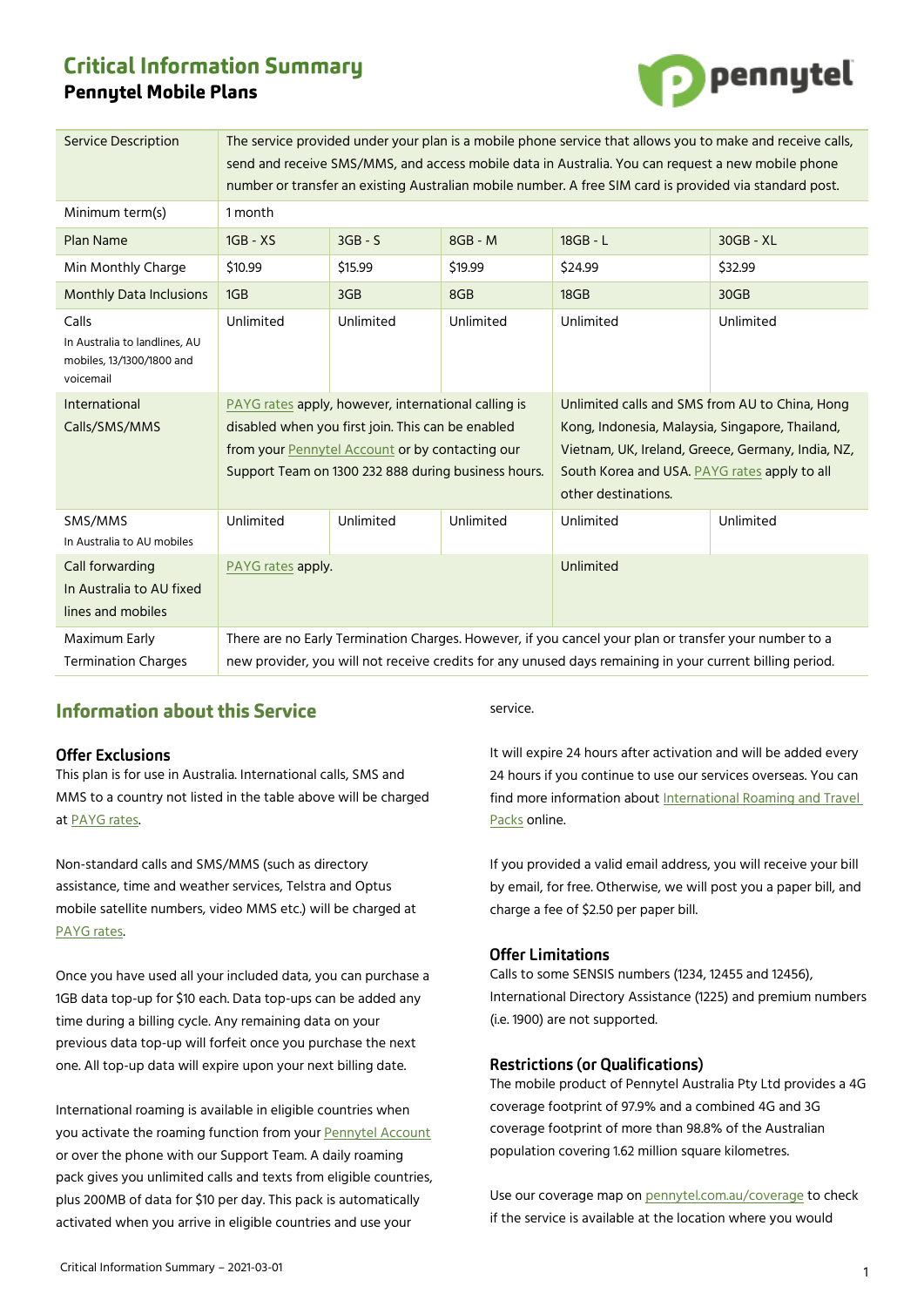# Critical Information Summary

## Pennytel Mobile Plans

| Service Description | The service provided under your plan is a mobile phone service that allows you to make and receive calls, send and receive SMS/MMS, and access mobile data in Australia. You can request a new mobile phone number or transfer an existing Australian mobile number. A free SIM card is provided via standard post. | | | | |
|---|---|---|---|---|---|
| Minimum term(s) | 1 month | | | | |
| Plan Name | 1GB - XS | 3GB - S | 8GB - M | 18GB - L | 30GB - XL |
| Min Monthly Charge | $10.99 | $15.99 | $19.99 | $24.99 | $32.99 |
| Monthly Data Inclusions | 1GB | 3GB | 8GB | 18GB | 30GB |
| Calls In Australia to landlines, AU mobiles, 13/1300/1800 and voicemail | Unlimited | Unlimited | Unlimited | Unlimited | Unlimited |
| International Calls/SMS/MMS | PAYG rates apply, however, international calling is disabled when you first join. This can be enabled from your Pennytel Account or by contacting our Support Team on 1300 232 888 during business hours. | | | Unlimited calls and SMS from AU to China, Hong Kong, Indonesia, Malaysia, Singapore, Thailand, Vietnam, UK, Ireland, Greece, Germany, India, NZ, South Korea and USA. PAYG rates apply to all other destinations. | |
| SMS/MMS In Australia to AU mobiles | Unlimited | Unlimited | Unlimited | Unlimited | Unlimited |
| Call forwarding In Australia to AU fixed lines and mobiles | PAYG rates apply. | | | Unlimited | |
| Maximum Early Termination Charges | There are no Early Termination Charges. However, if you cancel your plan or transfer your number to a new provider, you will not receive credits for any unused days remaining in your current billing period. | | | | |

## Information about this Service

### Offer Exclusions

This plan is for use in Australia. International calls, SMS and MMS to a country not listed in the table above will be charged at PAYG rates.

Non-standard calls and SMS/MMS (such as directory assistance, time and weather services, Telstra and Optus mobile satellite numbers, video MMS etc.) will be charged at PAYG rates.

Once you have used all your included data, you can purchase a 1GB data top-up for $10 each. Data top-ups can be added any time during a billing cycle. Any remaining data on your previous data top-up will forfeit once you purchase the next one. All top-up data will expire upon your next billing date.

International roaming is available in eligible countries when you activate the roaming function from your Pennytel Account or over the phone with our Support Team. A daily roaming pack gives you unlimited calls and texts from eligible countries, plus 200MB of data for $10 per day. This pack is automatically activated when you arrive in eligible countries and use your service.

It will expire 24 hours after activation and will be added every 24 hours if you continue to use our services overseas. You can find more information about International Roaming and Travel Packs online.

If you provided a valid email address, you will receive your bill by email, for free. Otherwise, we will post you a paper bill, and charge a fee of $2.50 per paper bill.

### Offer Limitations

Calls to some SENSIS numbers (1234, 12455 and 12456), International Directory Assistance (1225) and premium numbers (i.e. 1900) are not supported.

### Restrictions (or Qualifications)

The mobile product of Pennytel Australia Pty Ltd provides a 4G coverage footprint of 97.9% and a combined 4G and 3G coverage footprint of more than 98.8% of the Australian population covering 1.62 million square kilometres.

Use our coverage map on pennytel.com.au/coverage to check if the service is available at the location where you would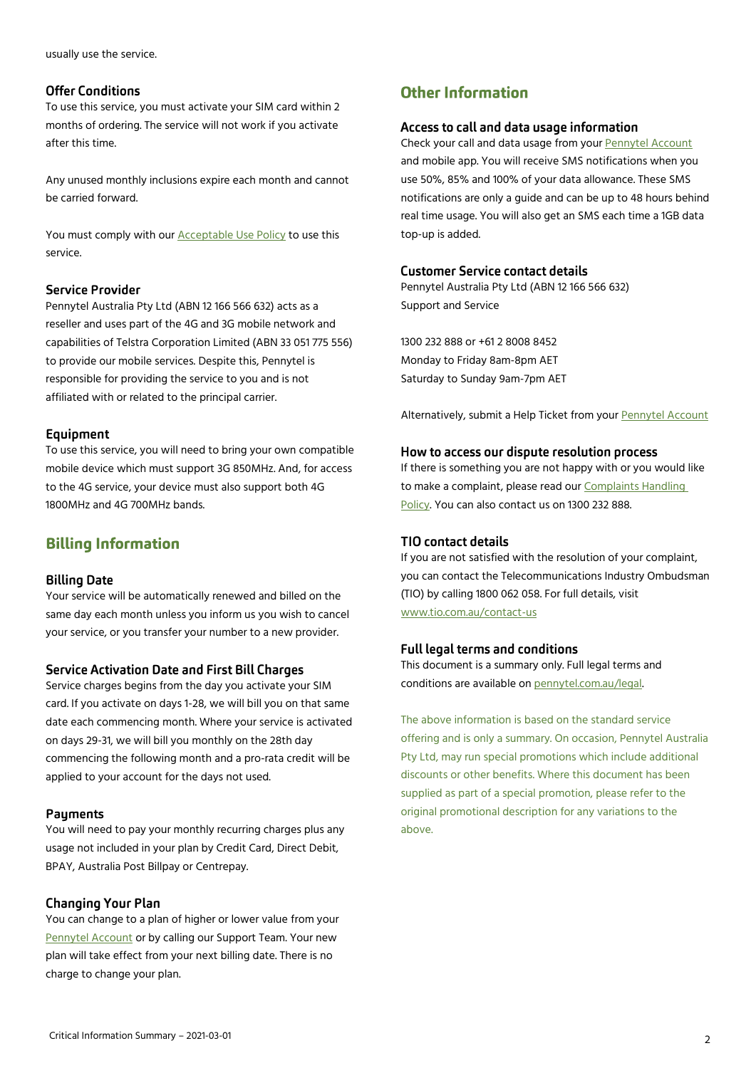usually use the service.

### Offer Conditions

To use this service, you must activate your SIM card within 2 months of ordering. The service will not work if you activate after this time.

Any unused monthly inclusions expire each month and cannot be carried forward.

You must comply with our Acceptable Use Policy to use this service.

### Service Provider

Pennytel Australia Pty Ltd (ABN 12 166 566 632) acts as a reseller and uses part of the 4G and 3G mobile network and capabilities of Telstra Corporation Limited (ABN 33 051 775 556) to provide our mobile services. Despite this, Pennytel is responsible for providing the service to you and is not affiliated with or related to the principal carrier.

### Equipment

To use this service, you will need to bring your own compatible mobile device which must support 3G 850MHz. And, for access to the 4G service, your device must also support both 4G 1800MHz and 4G 700MHz bands.

## Billing Information

### Billing Date

Your service will be automatically renewed and billed on the same day each month unless you inform us you wish to cancel your service, or you transfer your number to a new provider.

### Service Activation Date and First Bill Charges

Service charges begins from the day you activate your SIM card. If you activate on days 1-28, we will bill you on that same date each commencing month. Where your service is activated on days 29-31, we will bill you monthly on the 28th day commencing the following month and a pro-rata credit will be applied to your account for the days not used.

### Payments

You will need to pay your monthly recurring charges plus any usage not included in your plan by Credit Card, Direct Debit, BPAY, Australia Post Billpay or Centrepay.

### Changing Your Plan

You can change to a plan of higher or lower value from your Pennytel Account or by calling our Support Team. Your new plan will take effect from your next billing date. There is no charge to change your plan.

## Other Information

### Access to call and data usage information

Check your call and data usage from your Pennytel Account and mobile app. You will receive SMS notifications when you use 50%, 85% and 100% of your data allowance. These SMS notifications are only a guide and can be up to 48 hours behind real time usage. You will also get an SMS each time a 1GB data top-up is added.

### Customer Service contact details

Pennytel Australia Pty Ltd (ABN 12 166 566 632)
Support and Service

1300 232 888 or +61 2 8008 8452
Monday to Friday 8am-8pm AET
Saturday to Sunday 9am-7pm AET

Alternatively, submit a Help Ticket from your Pennytel Account

### How to access our dispute resolution process

If there is something you are not happy with or you would like to make a complaint, please read our Complaints Handling Policy. You can also contact us on 1300 232 888.

### TIO contact details

If you are not satisfied with the resolution of your complaint, you can contact the Telecommunications Industry Ombudsman (TIO) by calling 1800 062 058. For full details, visit www.tio.com.au/contact-us

### Full legal terms and conditions

This document is a summary only. Full legal terms and conditions are available on pennytel.com.au/legal.

The above information is based on the standard service offering and is only a summary. On occasion, Pennytel Australia Pty Ltd, may run special promotions which include additional discounts or other benefits. Where this document has been supplied as part of a special promotion, please refer to the original promotional description for any variations to the above.